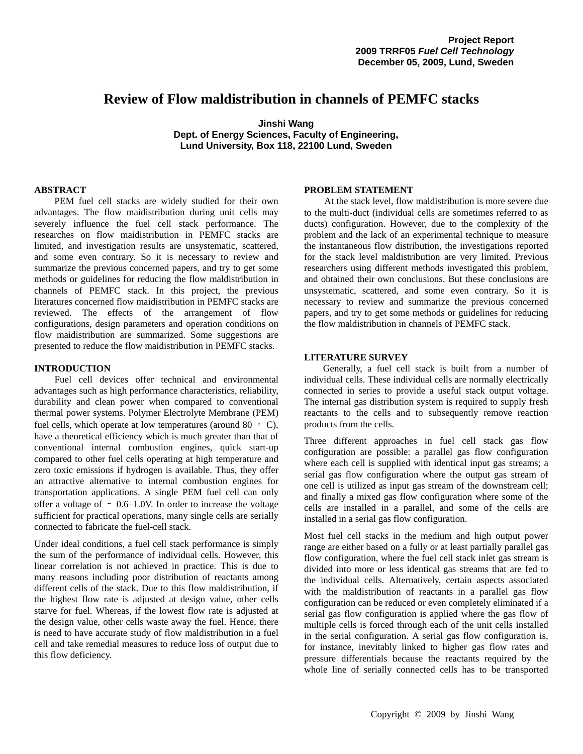Project Report
2009 TRRF05 *Fuel Cell Technology*
December 05, 2009, Lund, Sweden

# Review of Flow maldistribution in channels of PEMFC stacks

**Jinshi Wang**
**Dept. of Energy Sciences, Faculty of Engineering,**
**Lund University, Box 118, 22100 Lund, Sweden**

## ABSTRACT

PEM fuel cell stacks are widely studied for their own advantages. The flow maidistribution during unit cells may severely influence the fuel cell stack performance. The researches on flow maidistribution in PEMFC stacks are limited, and investigation results are unsystematic, scattered, and some even contrary. So it is necessary to review and summarize the previous concerned papers, and try to get some methods or guidelines for reducing the flow maldistribution in channels of PEMFC stack. In this project, the previous literatures concerned flow maidistribution in PEMFC stacks are reviewed. The effects of the arrangement of flow configurations, design parameters and operation conditions on flow maidistribution are summarized. Some suggestions are presented to reduce the flow maidistribution in PEMFC stacks.

## INTRODUCTION

Fuel cell devices offer technical and environmental advantages such as high performance characteristics, reliability, durability and clean power when compared to conventional thermal power systems. Polymer Electrolyte Membrane (PEM) fuel cells, which operate at low temperatures (around 80 ◦ C), have a theoretical efficiency which is much greater than that of conventional internal combustion engines, quick start-up compared to other fuel cells operating at high temperature and zero toxic emissions if hydrogen is available. Thus, they offer an attractive alternative to internal combustion engines for transportation applications. A single PEM fuel cell can only offer a voltage of ~ 0.6–1.0V. In order to increase the voltage sufficient for practical operations, many single cells are serially connected to fabricate the fuel-cell stack.

Under ideal conditions, a fuel cell stack performance is simply the sum of the performance of individual cells. However, this linear correlation is not achieved in practice. This is due to many reasons including poor distribution of reactants among different cells of the stack. Due to this flow maldistribution, if the highest flow rate is adjusted at design value, other cells starve for fuel. Whereas, if the lowest flow rate is adjusted at the design value, other cells waste away the fuel. Hence, there is need to have accurate study of flow maldistribution in a fuel cell and take remedial measures to reduce loss of output due to this flow deficiency.

## PROBLEM STATEMENT

At the stack level, flow maldistribution is more severe due to the multi-duct (individual cells are sometimes referred to as ducts) configuration. However, due to the complexity of the problem and the lack of an experimental technique to measure the instantaneous flow distribution, the investigations reported for the stack level maldistribution are very limited. Previous researchers using different methods investigated this problem, and obtained their own conclusions. But these conclusions are unsystematic, scattered, and some even contrary. So it is necessary to review and summarize the previous concerned papers, and try to get some methods or guidelines for reducing the flow maldistribution in channels of PEMFC stack.

## LITERATURE SURVEY

Generally, a fuel cell stack is built from a number of individual cells. These individual cells are normally electrically connected in series to provide a useful stack output voltage. The internal gas distribution system is required to supply fresh reactants to the cells and to subsequently remove reaction products from the cells.

Three different approaches in fuel cell stack gas flow configuration are possible: a parallel gas flow configuration where each cell is supplied with identical input gas streams; a serial gas flow configuration where the output gas stream of one cell is utilized as input gas stream of the downstream cell; and finally a mixed gas flow configuration where some of the cells are installed in a parallel, and some of the cells are installed in a serial gas flow configuration.

Most fuel cell stacks in the medium and high output power range are either based on a fully or at least partially parallel gas flow configuration, where the fuel cell stack inlet gas stream is divided into more or less identical gas streams that are fed to the individual cells. Alternatively, certain aspects associated with the maldistribution of reactants in a parallel gas flow configuration can be reduced or even completely eliminated if a serial gas flow configuration is applied where the gas flow of multiple cells is forced through each of the unit cells installed in the serial configuration. A serial gas flow configuration is, for instance, inevitably linked to higher gas flow rates and pressure differentials because the reactants required by the whole line of serially connected cells has to be transported

Copyright © 2009 by Jinshi Wang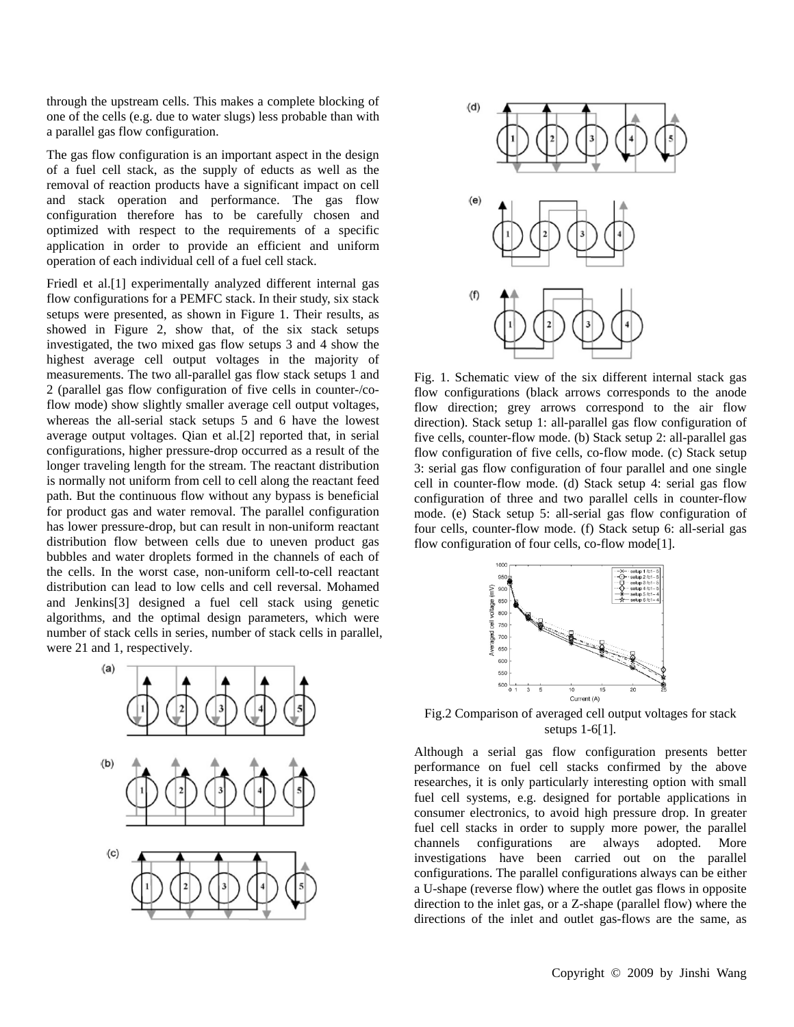through the upstream cells. This makes a complete blocking of one of the cells (e.g. due to water slugs) less probable than with a parallel gas flow configuration.

The gas flow configuration is an important aspect in the design of a fuel cell stack, as the supply of educts as well as the removal of reaction products have a significant impact on cell and stack operation and performance. The gas flow configuration therefore has to be carefully chosen and optimized with respect to the requirements of a specific application in order to provide an efficient and uniform operation of each individual cell of a fuel cell stack.

Friedl et al.[1] experimentally analyzed different internal gas flow configurations for a PEMFC stack. In their study, six stack setups were presented, as shown in Figure 1. Their results, as showed in Figure 2, show that, of the six stack setups investigated, the two mixed gas flow setups 3 and 4 show the highest average cell output voltages in the majority of measurements. The two all-parallel gas flow stack setups 1 and 2 (parallel gas flow configuration of five cells in counter-/co-flow mode) show slightly smaller average cell output voltages, whereas the all-serial stack setups 5 and 6 have the lowest average output voltages. Qian et al.[2] reported that, in serial configurations, higher pressure-drop occurred as a result of the longer traveling length for the stream. The reactant distribution is normally not uniform from cell to cell along the reactant feed path. But the continuous flow without any bypass is beneficial for product gas and water removal. The parallel configuration has lower pressure-drop, but can result in non-uniform reactant distribution flow between cells due to uneven product gas bubbles and water droplets formed in the channels of each of the cells. In the worst case, non-uniform cell-to-cell reactant distribution can lead to low cells and cell reversal. Mohamed and Jenkins[3] designed a fuel cell stack using genetic algorithms, and the optimal design parameters, which were number of stack cells in series, number of stack cells in parallel, were 21 and 1, respectively.

Fig. 1. Schematic view of the six different internal stack gas flow configurations (black arrows corresponds to the anode flow direction; grey arrows correspond to the air flow direction). Stack setup 1: all-parallel gas flow configuration of five cells, counter-flow mode. (b) Stack setup 2: all-parallel gas flow configuration of five cells, co-flow mode. (c) Stack setup 3: serial gas flow configuration of four parallel and one single cell in counter-flow mode. (d) Stack setup 4: serial gas flow configuration of three and two parallel cells in counter-flow mode. (e) Stack setup 5: all-serial gas flow configuration of four cells, counter-flow mode. (f) Stack setup 6: all-serial gas flow configuration of four cells, co-flow mode[1].

Fig.2 Comparison of averaged cell output voltages for stack setups 1-6[1].

Although a serial gas flow configuration presents better performance on fuel cell stacks confirmed by the above researches, it is only particularly interesting option with small fuel cell systems, e.g. designed for portable applications in consumer electronics, to avoid high pressure drop. In greater fuel cell stacks in order to supply more power, the parallel channels configurations are always adopted. More investigations have been carried out on the parallel configurations. The parallel configurations always can be either a U-shape (reverse flow) where the outlet gas flows in opposite direction to the inlet gas, or a Z-shape (parallel flow) where the directions of the inlet and outlet gas-flows are the same, as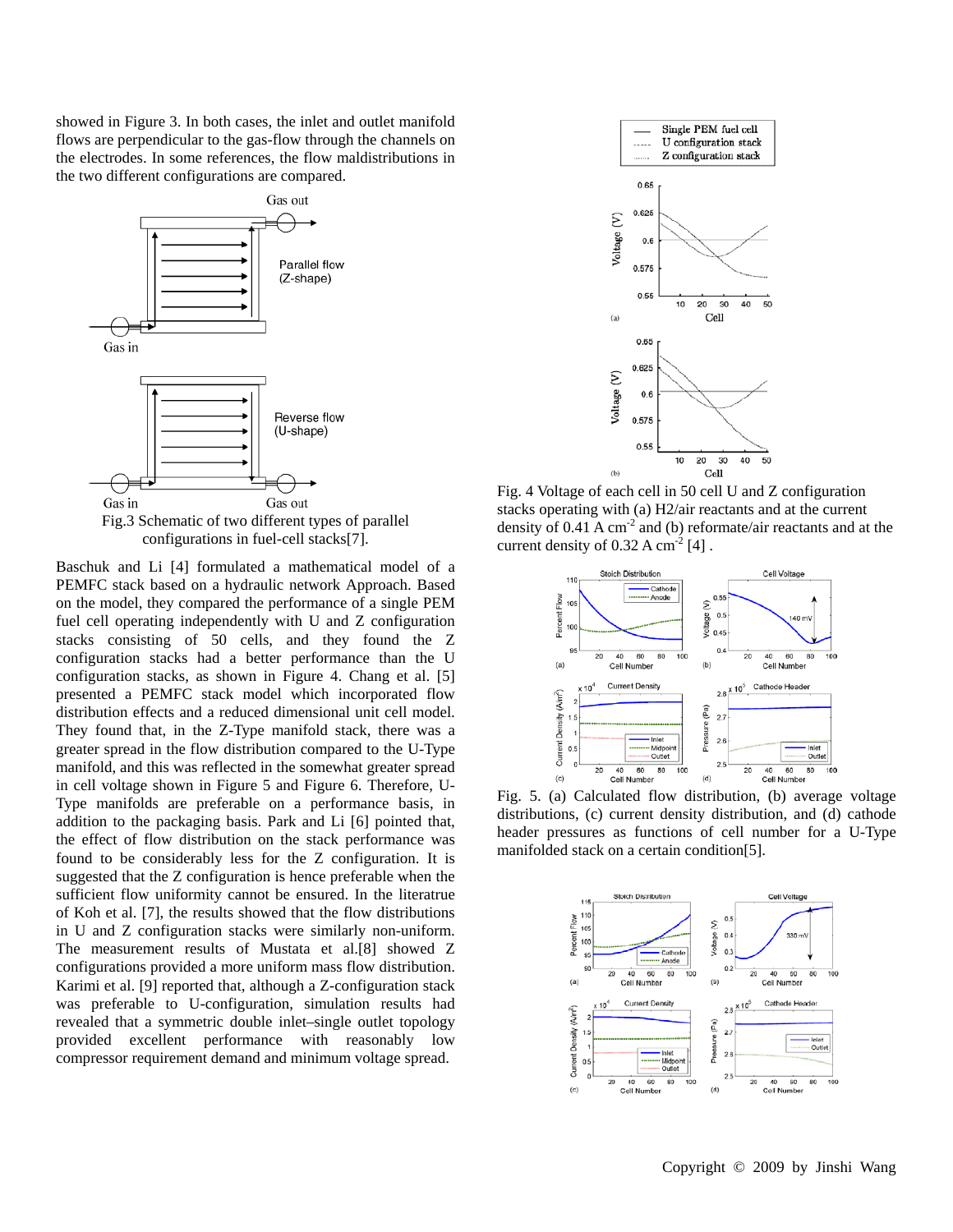showed in Figure 3. In both cases, the inlet and outlet manifold flows are perpendicular to the gas-flow through the channels on the electrodes. In some references, the flow maldistributions in the two different configurations are compared.

Fig.3 Schematic of two different types of parallel configurations in fuel-cell stacks[7].

Baschuk and Li [4] formulated a mathematical model of a PEMFC stack based on a hydraulic network Approach. Based on the model, they compared the performance of a single PEM fuel cell operating independently with U and Z configuration stacks consisting of 50 cells, and they found the Z configuration stacks had a better performance than the U configuration stacks, as shown in Figure 4. Chang et al. [5] presented a PEMFC stack model which incorporated flow distribution effects and a reduced dimensional unit cell model. They found that, in the Z-Type manifold stack, there was a greater spread in the flow distribution compared to the U-Type manifold, and this was reflected in the somewhat greater spread in cell voltage shown in Figure 5 and Figure 6. Therefore, U-Type manifolds are preferable on a performance basis, in addition to the packaging basis. Park and Li [6] pointed that, the effect of flow distribution on the stack performance was found to be considerably less for the Z configuration. It is suggested that the Z configuration is hence preferable when the sufficient flow uniformity cannot be ensured. In the literatrue of Koh et al. [7], the results showed that the flow distributions in U and Z configuration stacks were similarly non-uniform. The measurement results of Mustata et al.[8] showed Z configurations provided a more uniform mass flow distribution. Karimi et al. [9] reported that, although a Z-configuration stack was preferable to U-configuration, simulation results had revealed that a symmetric double inlet–single outlet topology provided excellent performance with reasonably low compressor requirement demand and minimum voltage spread.

Fig. 4 Voltage of each cell in 50 cell U and Z configuration stacks operating with (a) H2/air reactants and at the current density of 0.41 A $cm^{-2}$ and (b) reformate/air reactants and at the current density of 0.32 A $cm^{-2}$ [4] .

Fig. 5. (a) Calculated flow distribution, (b) average voltage distributions, (c) current density distribution, and (d) cathode header pressures as functions of cell number for a U-Type manifolded stack on a certain condition[5].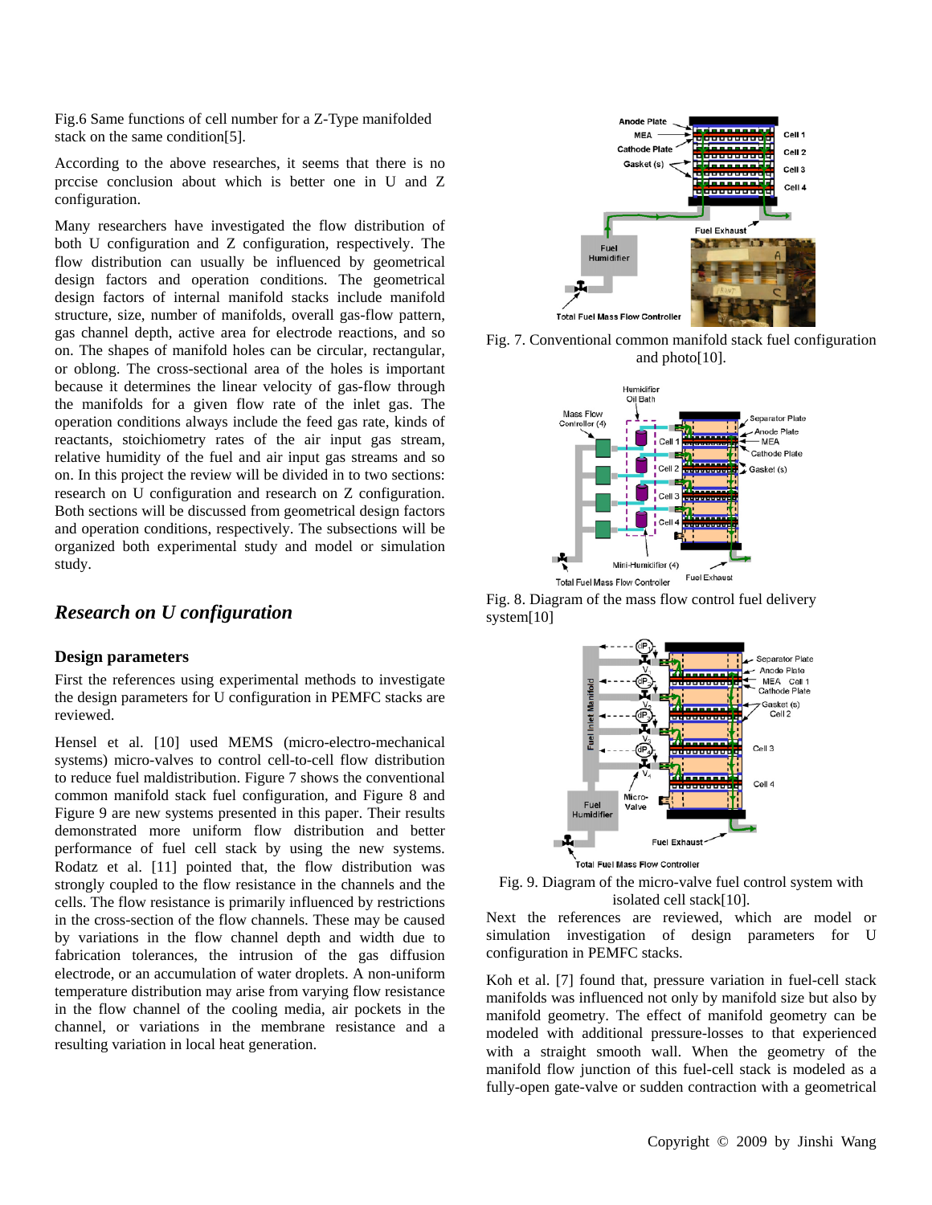Fig.6 Same functions of cell number for a Z-Type manifolded stack on the same condition[5].

According to the above researches, it seems that there is no prccise conclusion about which is better one in U and Z configuration.

Many researchers have investigated the flow distribution of both U configuration and Z configuration, respectively. The flow distribution can usually be influenced by geometrical design factors and operation conditions. The geometrical design factors of internal manifold stacks include manifold structure, size, number of manifolds, overall gas-flow pattern, gas channel depth, active area for electrode reactions, and so on. The shapes of manifold holes can be circular, rectangular, or oblong. The cross-sectional area of the holes is important because it determines the linear velocity of gas-flow through the manifolds for a given flow rate of the inlet gas. The operation conditions always include the feed gas rate, kinds of reactants, stoichiometry rates of the air input gas stream, relative humidity of the fuel and air input gas streams and so on. In this project the review will be divided in to two sections: research on U configuration and research on Z configuration. Both sections will be discussed from geometrical design factors and operation conditions, respectively. The subsections will be organized both experimental study and model or simulation study.

## *Research on U configuration*

### Design parameters

First the references using experimental methods to investigate the design parameters for U configuration in PEMFC stacks are reviewed.

Hensel et al. [10] used MEMS (micro-electro-mechanical systems) micro-valves to control cell-to-cell flow distribution to reduce fuel maldistribution. Figure 7 shows the conventional common manifold stack fuel configuration, and Figure 8 and Figure 9 are new systems presented in this paper. Their results demonstrated more uniform flow distribution and better performance of fuel cell stack by using the new systems. Rodatz et al. [11] pointed that, the flow distribution was strongly coupled to the flow resistance in the channels and the cells. The flow resistance is primarily influenced by restrictions in the cross-section of the flow channels. These may be caused by variations in the flow channel depth and width due to fabrication tolerances, the intrusion of the gas diffusion electrode, or an accumulation of water droplets. A non-uniform temperature distribution may arise from varying flow resistance in the flow channel of the cooling media, air pockets in the channel, or variations in the membrane resistance and a resulting variation in local heat generation.

Fig. 7. Conventional common manifold stack fuel configuration and photo[10].

Fig. 8. Diagram of the mass flow control fuel delivery system[10]

Fig. 9. Diagram of the micro-valve fuel control system with isolated cell stack[10].

Next the references are reviewed, which are model or simulation investigation of design parameters for U configuration in PEMFC stacks.

Koh et al. [7] found that, pressure variation in fuel-cell stack manifolds was influenced not only by manifold size but also by manifold geometry. The effect of manifold geometry can be modeled with additional pressure-losses to that experienced with a straight smooth wall. When the geometry of the manifold flow junction of this fuel-cell stack is modeled as a fully-open gate-valve or sudden contraction with a geometrical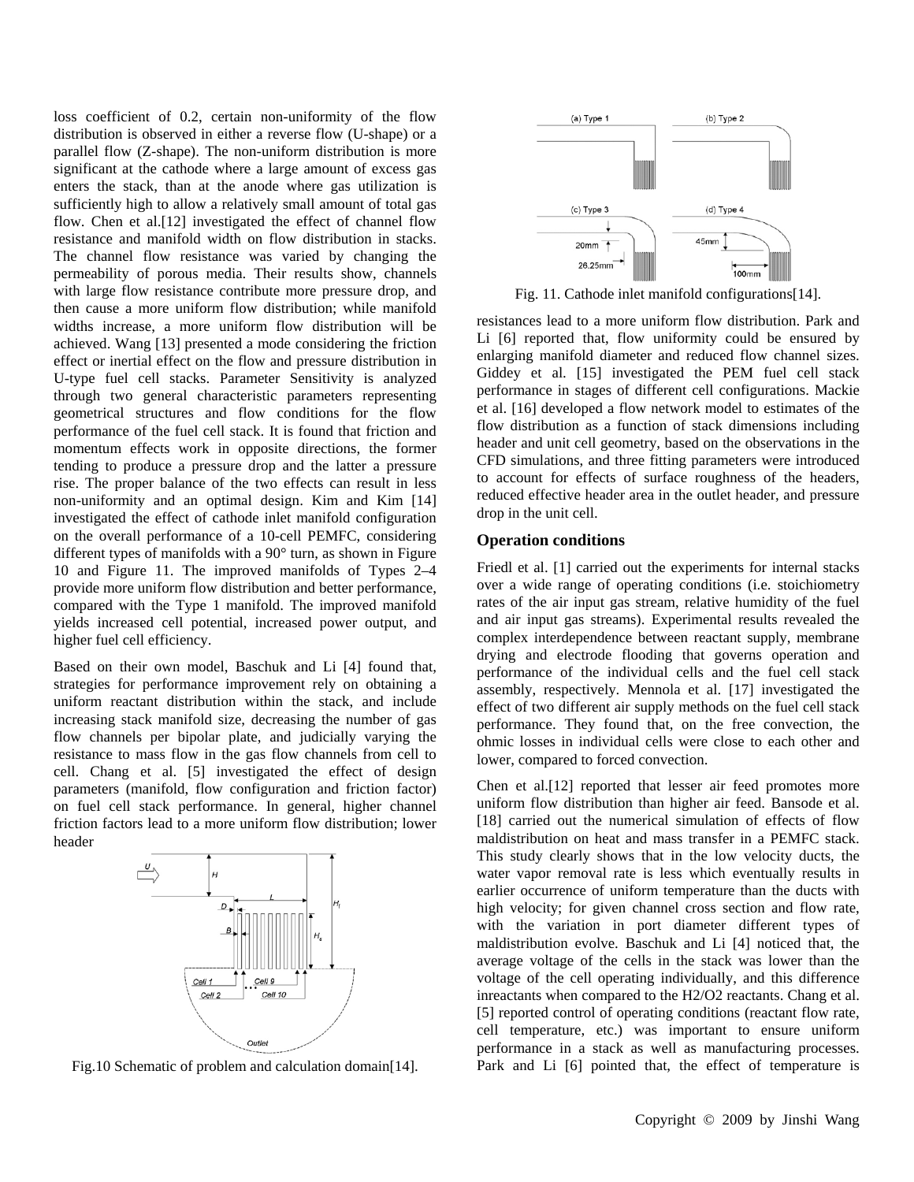loss coefficient of 0.2, certain non-uniformity of the flow distribution is observed in either a reverse flow (U-shape) or a parallel flow (Z-shape). The non-uniform distribution is more significant at the cathode where a large amount of excess gas enters the stack, than at the anode where gas utilization is sufficiently high to allow a relatively small amount of total gas flow. Chen et al.[12] investigated the effect of channel flow resistance and manifold width on flow distribution in stacks. The channel flow resistance was varied by changing the permeability of porous media. Their results show, channels with large flow resistance contribute more pressure drop, and then cause a more uniform flow distribution; while manifold widths increase, a more uniform flow distribution will be achieved. Wang [13] presented a mode considering the friction effect or inertial effect on the flow and pressure distribution in U-type fuel cell stacks. Parameter Sensitivity is analyzed through two general characteristic parameters representing geometrical structures and flow conditions for the flow performance of the fuel cell stack. It is found that friction and momentum effects work in opposite directions, the former tending to produce a pressure drop and the latter a pressure rise. The proper balance of the two effects can result in less non-uniformity and an optimal design. Kim and Kim [14] investigated the effect of cathode inlet manifold configuration on the overall performance of a 10-cell PEMFC, considering different types of manifolds with a 90° turn, as shown in Figure 10 and Figure 11. The improved manifolds of Types 2–4 provide more uniform flow distribution and better performance, compared with the Type 1 manifold. The improved manifold yields increased cell potential, increased power output, and higher fuel cell efficiency.

Based on their own model, Baschuk and Li [4] found that, strategies for performance improvement rely on obtaining a uniform reactant distribution within the stack, and include increasing stack manifold size, decreasing the number of gas flow channels per bipolar plate, and judicially varying the resistance to mass flow in the gas flow channels from cell to cell. Chang et al. [5] investigated the effect of design parameters (manifold, flow configuration and friction factor) on fuel cell stack performance. In general, higher channel friction factors lead to a more uniform flow distribution; lower header

Fig.10 Schematic of problem and calculation domain[14].

Fig. 11. Cathode inlet manifold configurations[14].

resistances lead to a more uniform flow distribution. Park and Li [6] reported that, flow uniformity could be ensured by enlarging manifold diameter and reduced flow channel sizes. Giddey et al. [15] investigated the PEM fuel cell stack performance in stages of different cell configurations. Mackie et al. [16] developed a flow network model to estimates of the flow distribution as a function of stack dimensions including header and unit cell geometry, based on the observations in the CFD simulations, and three fitting parameters were introduced to account for effects of surface roughness of the headers, reduced effective header area in the outlet header, and pressure drop in the unit cell.

## Operation conditions

Friedl et al. [1] carried out the experiments for internal stacks over a wide range of operating conditions (i.e. stoichiometry rates of the air input gas stream, relative humidity of the fuel and air input gas streams). Experimental results revealed the complex interdependence between reactant supply, membrane drying and electrode flooding that governs operation and performance of the individual cells and the fuel cell stack assembly, respectively. Mennola et al. [17] investigated the effect of two different air supply methods on the fuel cell stack performance. They found that, on the free convection, the ohmic losses in individual cells were close to each other and lower, compared to forced convection.

Chen et al.[12] reported that lesser air feed promotes more uniform flow distribution than higher air feed. Bansode et al. [18] carried out the numerical simulation of effects of flow maldistribution on heat and mass transfer in a PEMFC stack. This study clearly shows that in the low velocity ducts, the water vapor removal rate is less which eventually results in earlier occurrence of uniform temperature than the ducts with high velocity; for given channel cross section and flow rate, with the variation in port diameter different types of maldistribution evolve. Baschuk and Li [4] noticed that, the average voltage of the cells in the stack was lower than the voltage of the cell operating individually, and this difference inreactants when compared to the H2/O2 reactants. Chang et al. [5] reported control of operating conditions (reactant flow rate, cell temperature, etc.) was important to ensure uniform performance in a stack as well as manufacturing processes. Park and Li [6] pointed that, the effect of temperature is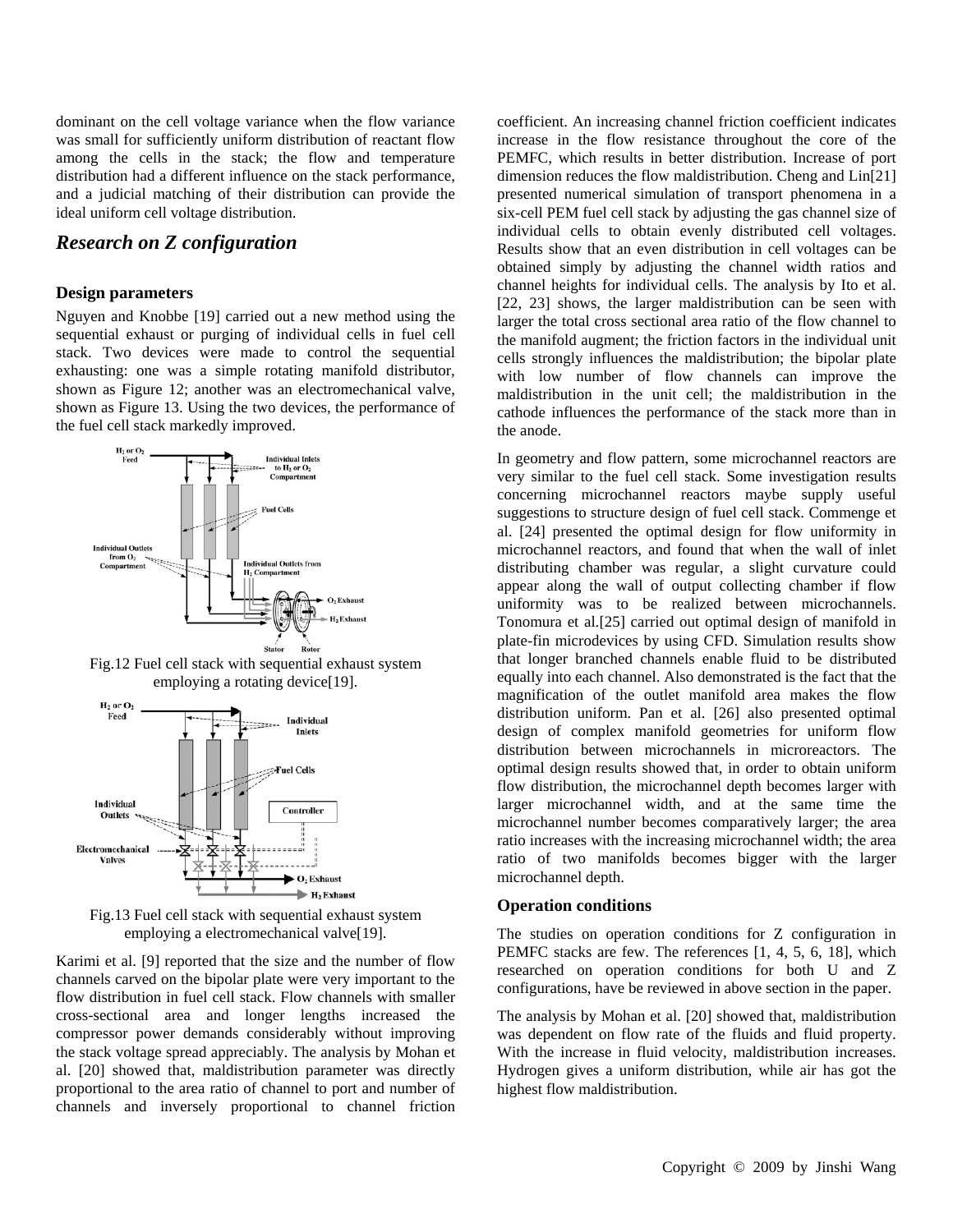dominant on the cell voltage variance when the flow variance was small for sufficiently uniform distribution of reactant flow among the cells in the stack; the flow and temperature distribution had a different influence on the stack performance, and a judicial matching of their distribution can provide the ideal uniform cell voltage distribution.

## *Research on Z configuration*

### Design parameters

Nguyen and Knobbe [19] carried out a new method using the sequential exhaust or purging of individual cells in fuel cell stack. Two devices were made to control the sequential exhausting: one was a simple rotating manifold distributor, shown as Figure 12; another was an electromechanical valve, shown as Figure 13. Using the two devices, the performance of the fuel cell stack markedly improved.

Fig.12 Fuel cell stack with sequential exhaust system employing a rotating device[19].

Fig.13 Fuel cell stack with sequential exhaust system employing a electromechanical valve[19].

Karimi et al. [9] reported that the size and the number of flow channels carved on the bipolar plate were very important to the flow distribution in fuel cell stack. Flow channels with smaller cross-sectional area and longer lengths increased the compressor power demands considerably without improving the stack voltage spread appreciably. The analysis by Mohan et al. [20] showed that, maldistribution parameter was directly proportional to the area ratio of channel to port and number of channels and inversely proportional to channel friction coefficient. An increasing channel friction coefficient indicates increase in the flow resistance throughout the core of the PEMFC, which results in better distribution. Increase of port dimension reduces the flow maldistribution. Cheng and Lin[21] presented numerical simulation of transport phenomena in a six-cell PEM fuel cell stack by adjusting the gas channel size of individual cells to obtain evenly distributed cell voltages. Results show that an even distribution in cell voltages can be obtained simply by adjusting the channel width ratios and channel heights for individual cells. The analysis by Ito et al. [22, 23] shows, the larger maldistribution can be seen with larger the total cross sectional area ratio of the flow channel to the manifold augment; the friction factors in the individual unit cells strongly influences the maldistribution; the bipolar plate with low number of flow channels can improve the maldistribution in the unit cell; the maldistribution in the cathode influences the performance of the stack more than in the anode.

In geometry and flow pattern, some microchannel reactors are very similar to the fuel cell stack. Some investigation results concerning microchannel reactors maybe supply useful suggestions to structure design of fuel cell stack. Commenge et al. [24] presented the optimal design for flow uniformity in microchannel reactors, and found that when the wall of inlet distributing chamber was regular, a slight curvature could appear along the wall of output collecting chamber if flow uniformity was to be realized between microchannels. Tonomura et al.[25] carried out optimal design of manifold in plate-fin microdevices by using CFD. Simulation results show that longer branched channels enable fluid to be distributed equally into each channel. Also demonstrated is the fact that the magnification of the outlet manifold area makes the flow distribution uniform. Pan et al. [26] also presented optimal design of complex manifold geometries for uniform flow distribution between microchannels in microreactors. The optimal design results showed that, in order to obtain uniform flow distribution, the microchannel depth becomes larger with larger microchannel width, and at the same time the microchannel number becomes comparatively larger; the area ratio increases with the increasing microchannel width; the area ratio of two manifolds becomes bigger with the larger microchannel depth.

### Operation conditions

The studies on operation conditions for Z configuration in PEMFC stacks are few. The references [1, 4, 5, 6, 18], which researched on operation conditions for both U and Z configurations, have be reviewed in above section in the paper.

The analysis by Mohan et al. [20] showed that, maldistribution was dependent on flow rate of the fluids and fluid property. With the increase in fluid velocity, maldistribution increases. Hydrogen gives a uniform distribution, while air has got the highest flow maldistribution.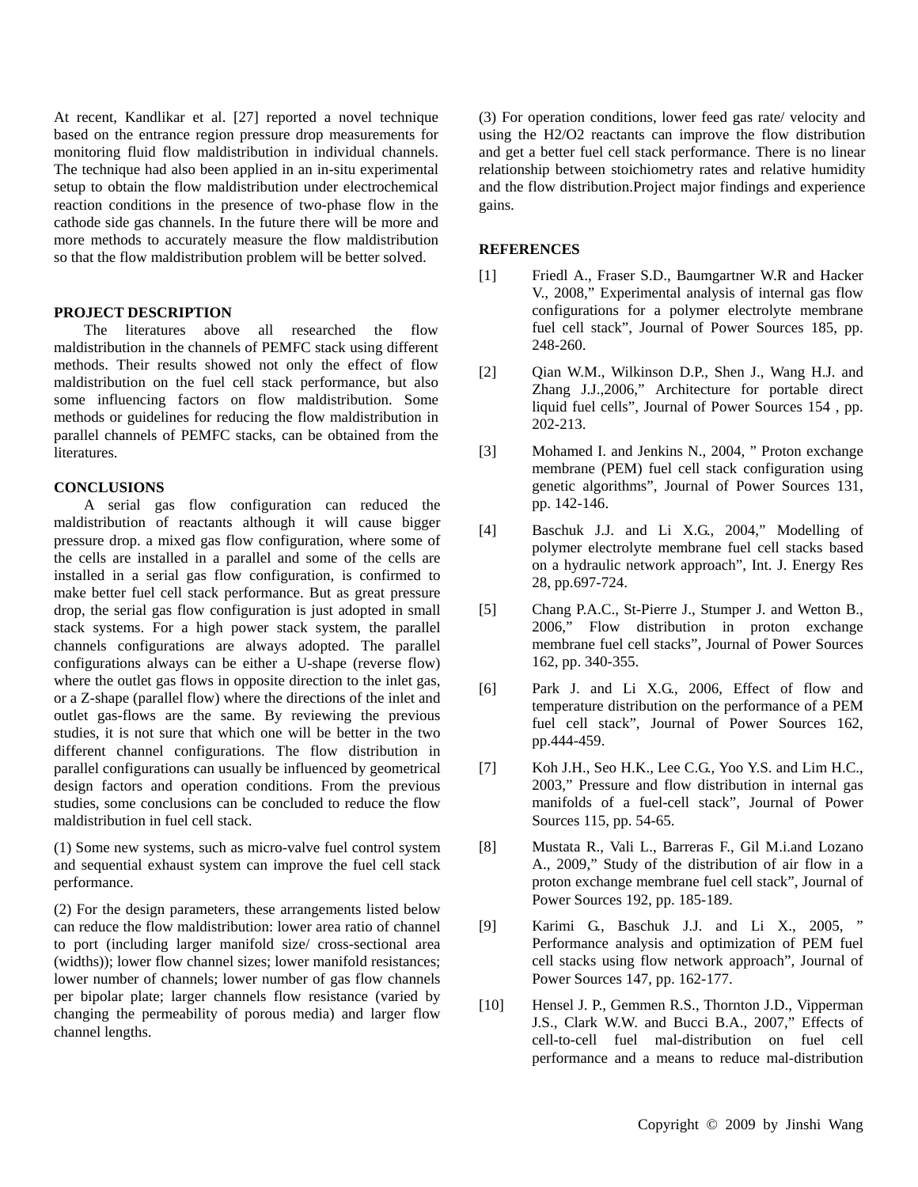At recent, Kandlikar et al. [27] reported a novel technique based on the entrance region pressure drop measurements for monitoring fluid flow maldistribution in individual channels. The technique had also been applied in an in-situ experimental setup to obtain the flow maldistribution under electrochemical reaction conditions in the presence of two-phase flow in the cathode side gas channels. In the future there will be more and more methods to accurately measure the flow maldistribution so that the flow maldistribution problem will be better solved.

## PROJECT DESCRIPTION

The literatures above all researched the flow maldistribution in the channels of PEMFC stack using different methods. Their results showed not only the effect of flow maldistribution on the fuel cell stack performance, but also some influencing factors on flow maldistribution. Some methods or guidelines for reducing the flow maldistribution in parallel channels of PEMFC stacks, can be obtained from the literatures.

## CONCLUSIONS

A serial gas flow configuration can reduced the maldistribution of reactants although it will cause bigger pressure drop. a mixed gas flow configuration, where some of the cells are installed in a parallel and some of the cells are installed in a serial gas flow configuration, is confirmed to make better fuel cell stack performance. But as great pressure drop, the serial gas flow configuration is just adopted in small stack systems. For a high power stack system, the parallel channels configurations are always adopted. The parallel configurations always can be either a U-shape (reverse flow) where the outlet gas flows in opposite direction to the inlet gas, or a Z-shape (parallel flow) where the directions of the inlet and outlet gas-flows are the same. By reviewing the previous studies, it is not sure that which one will be better in the two different channel configurations. The flow distribution in parallel configurations can usually be influenced by geometrical design factors and operation conditions. From the previous studies, some conclusions can be concluded to reduce the flow maldistribution in fuel cell stack.

(1) Some new systems, such as micro-valve fuel control system and sequential exhaust system can improve the fuel cell stack performance.

(2) For the design parameters, these arrangements listed below can reduce the flow maldistribution: lower area ratio of channel to port (including larger manifold size/ cross-sectional area (widths)); lower flow channel sizes; lower manifold resistances; lower number of channels; lower number of gas flow channels per bipolar plate; larger channels flow resistance (varied by changing the permeability of porous media) and larger flow channel lengths.

(3) For operation conditions, lower feed gas rate/ velocity and using the $H_2/O_2$ reactants can improve the flow distribution and get a better fuel cell stack performance. There is no linear relationship between stoichiometry rates and relative humidity and the flow distribution.Project major findings and experience gains.

## REFERENCES

[1] Friedl A., Fraser S.D., Baumgartner W.R and Hacker V., 2008," Experimental analysis of internal gas flow configurations for a polymer electrolyte membrane fuel cell stack", Journal of Power Sources 185, pp. 248-260.

[2] Qian W.M., Wilkinson D.P., Shen J., Wang H.J. and Zhang J.J.,2006," Architecture for portable direct liquid fuel cells", Journal of Power Sources 154 , pp. 202-213.

[3] Mohamed I. and Jenkins N., 2004, " Proton exchange membrane (PEM) fuel cell stack configuration using genetic algorithms", Journal of Power Sources 131, pp. 142-146.

[4] Baschuk J.J. and Li X.G., 2004," Modelling of polymer electrolyte membrane fuel cell stacks based on a hydraulic network approach", Int. J. Energy Res 28, pp.697-724.

[5] Chang P.A.C., St-Pierre J., Stumper J. and Wetton B., 2006," Flow distribution in proton exchange membrane fuel cell stacks", Journal of Power Sources 162, pp. 340-355.

[6] Park J. and Li X.G., 2006, Effect of flow and temperature distribution on the performance of a PEM fuel cell stack", Journal of Power Sources 162, pp.444-459.

[7] Koh J.H., Seo H.K., Lee C.G., Yoo Y.S. and Lim H.C., 2003," Pressure and flow distribution in internal gas manifolds of a fuel-cell stack", Journal of Power Sources 115, pp. 54-65.

[8] Mustata R., Vali L., Barreras F., Gil M.i.and Lozano A., 2009," Study of the distribution of air flow in a proton exchange membrane fuel cell stack", Journal of Power Sources 192, pp. 185-189.

[9] Karimi G., Baschuk J.J. and Li X., 2005, " Performance analysis and optimization of PEM fuel cell stacks using flow network approach", Journal of Power Sources 147, pp. 162-177.

[10] Hensel J. P., Gemmen R.S., Thornton J.D., Vipperman J.S., Clark W.W. and Bucci B.A., 2007," Effects of cell-to-cell fuel mal-distribution on fuel cell performance and a means to reduce mal-distribution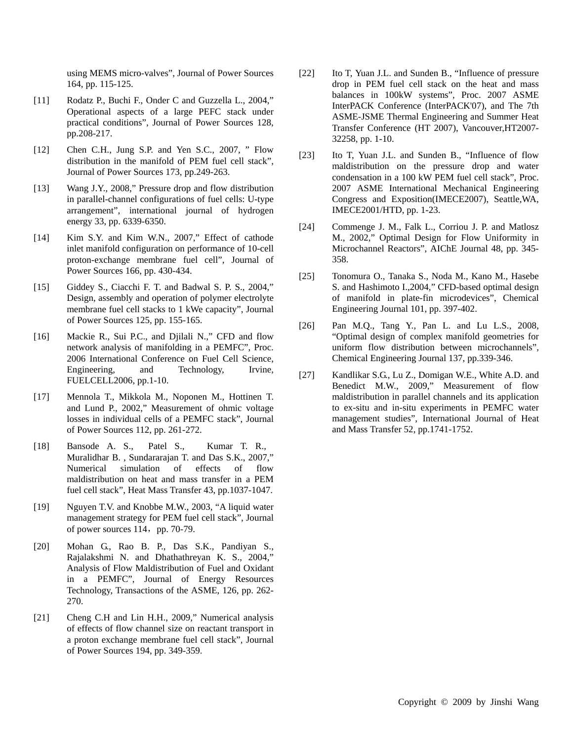using MEMS micro-valves", Journal of Power Sources 164, pp. 115-125.

[11] Rodatz P., Buchi F., Onder C and Guzzella L., 2004," Operational aspects of a large PEFC stack under practical conditions", Journal of Power Sources 128, pp.208-217.

[12] Chen C.H., Jung S.P. and Yen S.C., 2007, " Flow distribution in the manifold of PEM fuel cell stack", Journal of Power Sources 173, pp.249-263.

[13] Wang J.Y., 2008," Pressure drop and flow distribution in parallel-channel configurations of fuel cells: U-type arrangement", international journal of hydrogen energy 33, pp. 6339-6350.

[14] Kim S.Y. and Kim W.N., 2007," Effect of cathode inlet manifold configuration on performance of 10-cell proton-exchange membrane fuel cell", Journal of Power Sources 166, pp. 430-434.

[15] Giddey S., Ciacchi F. T. and Badwal S. P. S., 2004," Design, assembly and operation of polymer electrolyte membrane fuel cell stacks to 1 kWe capacity", Journal of Power Sources 125, pp. 155-165.

[16] Mackie R., Sui P.C., and Djilali N.," CFD and flow network analysis of manifolding in a PEMFC", Proc. 2006 International Conference on Fuel Cell Science, Engineering, and Technology, Irvine, FUELCELL2006, pp.1-10.

[17] Mennola T., Mikkola M., Noponen M., Hottinen T. and Lund P., 2002," Measurement of ohmic voltage losses in individual cells of a PEMFC stack", Journal of Power Sources 112, pp. 261-272.

[18] Bansode A. S., Patel S., Kumar T. R., Muralidhar B. , Sundararajan T. and Das S.K., 2007," Numerical simulation of effects of flow maldistribution on heat and mass transfer in a PEM fuel cell stack", Heat Mass Transfer 43, pp.1037-1047.

[19] Nguyen T.V. and Knobbe M.W., 2003, "A liquid water management strategy for PEM fuel cell stack", Journal of power sources 114，pp. 70-79.

[20] Mohan G., Rao B. P., Das S.K., Pandiyan S., Rajalakshmi N. and Dhathathreyan K. S., 2004," Analysis of Flow Maldistribution of Fuel and Oxidant in a PEMFC", Journal of Energy Resources Technology, Transactions of the ASME, 126, pp. 262-270.

[21] Cheng C.H and Lin H.H., 2009," Numerical analysis of effects of flow channel size on reactant transport in a proton exchange membrane fuel cell stack", Journal of Power Sources 194, pp. 349-359.

[22] Ito T, Yuan J.L. and Sunden B., "Influence of pressure drop in PEM fuel cell stack on the heat and mass balances in 100kW systems", Proc. 2007 ASME InterPACK Conference (InterPACK'07), and The 7th ASME-JSME Thermal Engineering and Summer Heat Transfer Conference (HT 2007), Vancouver,HT2007-32258, pp. 1-10.

[23] Ito T, Yuan J.L. and Sunden B., "Influence of flow maldistribution on the pressure drop and water condensation in a 100 kW PEM fuel cell stack", Proc. 2007 ASME International Mechanical Engineering Congress and Exposition(IMECE2007), Seattle,WA, IMECE2001/HTD, pp. 1-23.

[24] Commenge J. M., Falk L., Corriou J. P. and Matlosz M., 2002," Optimal Design for Flow Uniformity in Microchannel Reactors", AIChE Journal 48, pp. 345-358.

[25] Tonomura O., Tanaka S., Noda M., Kano M., Hasebe S. and Hashimoto I.,2004," CFD-based optimal design of manifold in plate-fin microdevices", Chemical Engineering Journal 101, pp. 397-402.

[26] Pan M.Q., Tang Y., Pan L. and Lu L.S., 2008, "Optimal design of complex manifold geometries for uniform flow distribution between microchannels", Chemical Engineering Journal 137, pp.339-346.

[27] Kandlikar S.G., Lu Z., Domigan W.E., White A.D. and Benedict M.W., 2009," Measurement of flow maldistribution in parallel channels and its application to ex-situ and in-situ experiments in PEMFC water management studies", International Journal of Heat and Mass Transfer 52, pp.1741-1752.

Copyright © 2009 by Jinshi Wang